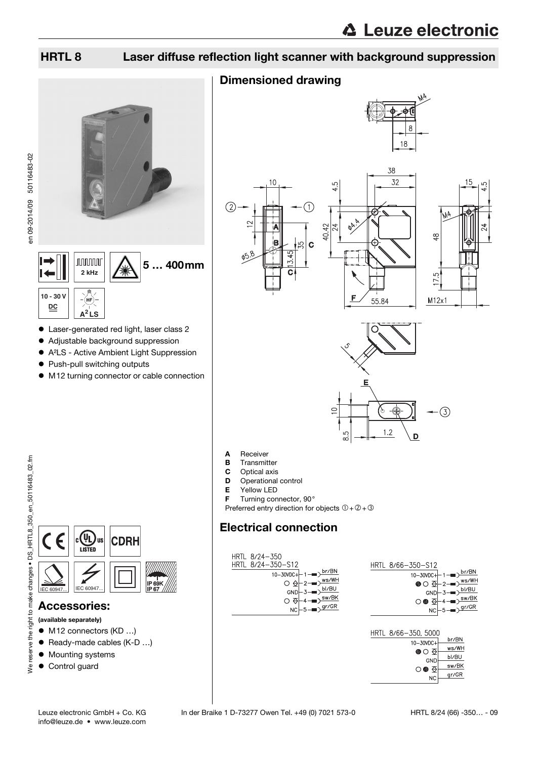# HRTL 8 Laser diffuse reflection light scanner with background suppression

2 kHz

5 … 400mm

10 - 30 V DC

A²LS

- Laser-generated red light, laser class 2
- Adjustable background suppression
- A²LS - Active Ambient Light Suppression
- Push-pull switching outputs
- M12 turning connector or cable connection

IEC 60947... IEC 60947... IP 69K IP 67

## Accessories:

**(available separately)**

- M12 connectors (KD …)
- Ready-made cables (K-D …)
- Mounting systems
- Control guard

## Dimensioned drawing

- **A** Receiver
- **B** Transmitter
- **C** Optical axis
- **D** Operational control
- **E** Yellow LED
- **F** Turning connector, 90°

Preferred entry direction for objects ① + ② + ③

## Electrical connection

HRTL 8/24-350
HRTL 8/24-350-S12

| | Pin | Color |
|---|---|---|
| 10-30VDC+ | 1 | br/BN |
| ○ | 2 | ws/WH |
| GND | 3 | bl/BU |
| ○ | 4 | sw/BK |
| NC | 5 | gr/GR |

HRTL 8/66-350-S12

| | Pin | Color |
|---|---|---|
| 10-30VDC+ | 1 | br/BN |
| ● ○ | 2 | ws/WH |
| GND | 3 | bl/BU |
| ○ ● | 4 | sw/BK |
| NC | 5 | gr/GR |

HRTL 8/66-350, 5000

| | Color |
|---|---|
| 10-30VDC+ | br/BN |
| ● ○ | ws/WH |
| GND | bl/BU |
| ○ ● | sw/BK |
| NC | gr/GR |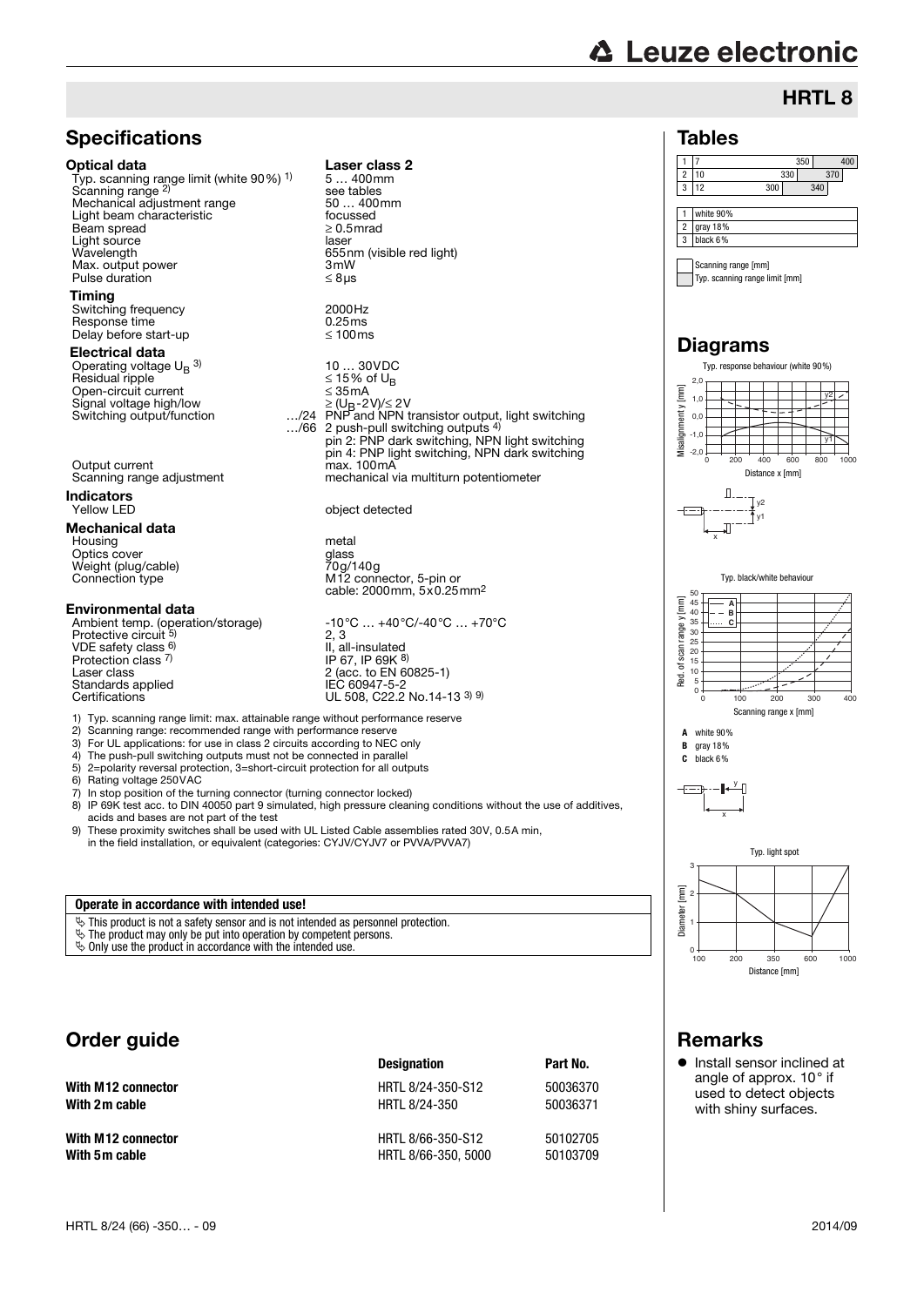# HRTL 8

## Specifications

### Optical data — Laser class 2

| | |
|---|---|
| Typ. scanning range limit (white 90%) [1] | 5 … 400mm |
| Scanning range [2] | see tables |
| Mechanical adjustment range | 50 … 400mm |
| Light beam characteristic | focussed |
| Beam spread | ≥ 0.5mrad |
| Light source | laser |
| Wavelength | 655nm (visible red light) |
| Max. output power | 3mW |
| Pulse duration | ≤ 8µs |

### Timing

| | |
|---|---|
| Switching frequency | 2000Hz |
| Response time | 0.25ms |
| Delay before start-up | ≤ 100ms |

### Electrical data

| | |
|---|---|
| Operating voltage $U_B$ [3] | 10 … 30VDC |
| Residual ripple | ≤ 15% of $U_B$ |
| Open-circuit current | ≤ 35mA |
| Signal voltage high/low | ≥ ($U_B$-2V)/≤ 2V |
| Switching output/function | …/24 PNP and NPN transistor output, light switching<br>…/66 2 push-pull switching outputs [4]<br>pin 2: PNP dark switching, NPN light switching<br>pin 4: PNP light switching, NPN dark switching |
| Output current | max. 100mA |
| Scanning range adjustment | mechanical via multiturn potentiometer |

### Indicators

| | |
|---|---|
| Yellow LED | object detected |

### Mechanical data

| | |
|---|---|
| Housing | metal |
| Optics cover | glass |
| Weight (plug/cable) | 70g/140g |
| Connection type | M12 connector, 5-pin or<br>cable: 2000mm, 5x0.25mm² |

### Environmental data

| | |
|---|---|
| Ambient temp. (operation/storage) | -10°C … +40°C/-40°C … +70°C |
| Protective circuit [5] | 2, 3 |
| VDE safety class [6] | II, all-insulated |
| Protection class [7] | IP 67, IP 69K [8] |
| Laser class | 2 (acc. to EN 60825-1) |
| Standards applied | IEC 60947-5-2 |
| Certifications | UL 508, C22.2 No.14-13 [3] [9] |

1) Typ. scanning range limit: max. attainable range without performance reserve
2) Scanning range: recommended range with performance reserve
3) For UL applications: for use in class 2 circuits according to NEC only
4) The push-pull switching outputs must not be connected in parallel
5) 2=polarity reversal protection, 3=short-circuit protection for all outputs
6) Rating voltage 250VAC
7) In stop position of the turning connector (turning connector locked)
8) IP 69K test acc. to DIN 40050 part 9 simulated, high pressure cleaning conditions without the use of additives, acids and bases are not part of the test
9) These proximity switches shall be used with UL Listed Cable assemblies rated 30V, 0.5A min, in the field installation, or equivalent (categories: CYJV/CYJV7 or PVVA/PVVA7)

**Operate in accordance with intended use!**

- This product is not a safety sensor and is not intended as personnel protection.
- The product may only be put into operation by competent persons.
- Only use the product in accordance with the intended use.

## Tables

| | | Scanning range [mm] | Typ. scanning range limit [mm] |
|---|---|---|---|
| 1 | 7 | 350 | 400 |
| 2 | 10 | 330 | 370 |
| 3 | 12 | 300 | 340 |

1. white 90%
2. gray 18%
3. black 6%

## Diagrams

Typ. response behaviour (white 90%)

Typ. black/white behaviour

- **A** white 90%
- **B** gray 18%
- **C** black 6%

Typ. light spot

## Order guide

| | Designation | Part No. |
|---|---|---|
| **With M12 connector** | HRTL 8/24-350-S12 | 50036370 |
| **With 2m cable** | HRTL 8/24-350 | 50036371 |
| **With M12 connector** | HRTL 8/66-350-S12 | 50102705 |
| **With 5m cable** | HRTL 8/66-350, 5000 | 50103709 |

## Remarks

- Install sensor inclined at angle of approx. 10° if used to detect objects with shiny surfaces.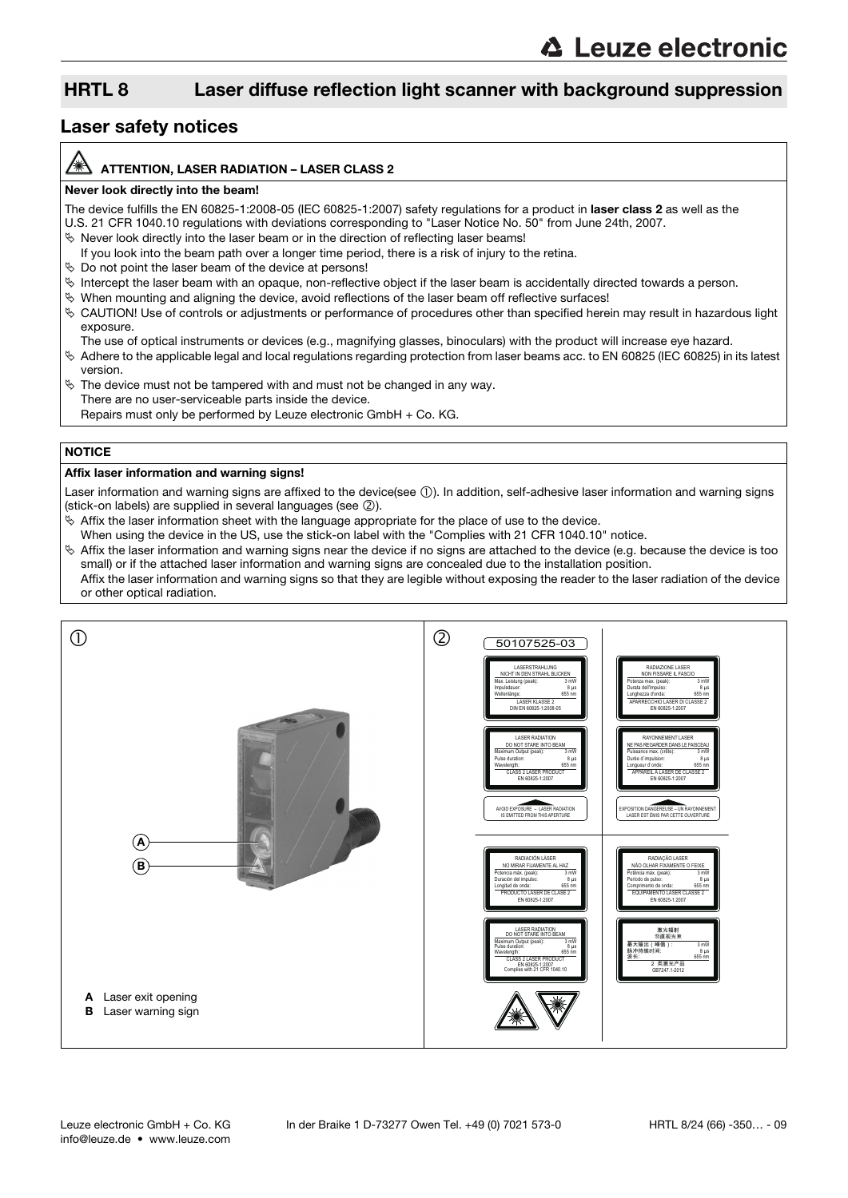# HRTL 8 Laser diffuse reflection light scanner with background suppression

## Laser safety notices

**ATTENTION, LASER RADIATION – LASER CLASS 2**

**Never look directly into the beam!**

The device fulfills the EN 60825-1:2008-05 (IEC 60825-1:2007) safety regulations for a product in **laser class 2** as well as the U.S. 21 CFR 1040.10 regulations with deviations corresponding to "Laser Notice No. 50" from June 24th, 2007.

- Never look directly into the laser beam or in the direction of reflecting laser beams!
  If you look into the beam path over a longer time period, there is a risk of injury to the retina.
- Do not point the laser beam of the device at persons!
- Intercept the laser beam with an opaque, non-reflective object if the laser beam is accidentally directed towards a person.
- When mounting and aligning the device, avoid reflections of the laser beam off reflective surfaces!
- CAUTION! Use of controls or adjustments or performance of procedures other than specified herein may result in hazardous light exposure.
  The use of optical instruments or devices (e.g., magnifying glasses, binoculars) with the product will increase eye hazard.
- Adhere to the applicable legal and local regulations regarding protection from laser beams acc. to EN 60825 (IEC 60825) in its latest version.
- The device must not be tampered with and must not be changed in any way.
  There are no user-serviceable parts inside the device.
  Repairs must only be performed by Leuze electronic GmbH + Co. KG.

**NOTICE**

**Affix laser information and warning signs!**

Laser information and warning signs are affixed to the device(see ①). In addition, self-adhesive laser information and warning signs (stick-on labels) are supplied in several languages (see ②).

- Affix the laser information sheet with the language appropriate for the place of use to the device.
  When using the device in the US, use the stick-on label with the "Complies with 21 CFR 1040.10" notice.
- Affix the laser information and warning signs near the device if no signs are attached to the device (e.g. because the device is too small) or if the attached laser information and warning signs are concealed due to the installation position.
  Affix the laser information and warning signs so that they are legible without exposing the reader to the laser radiation of the device or other optical radiation.

①

**A** Laser exit opening
**B** Laser warning sign

②

50107525-03